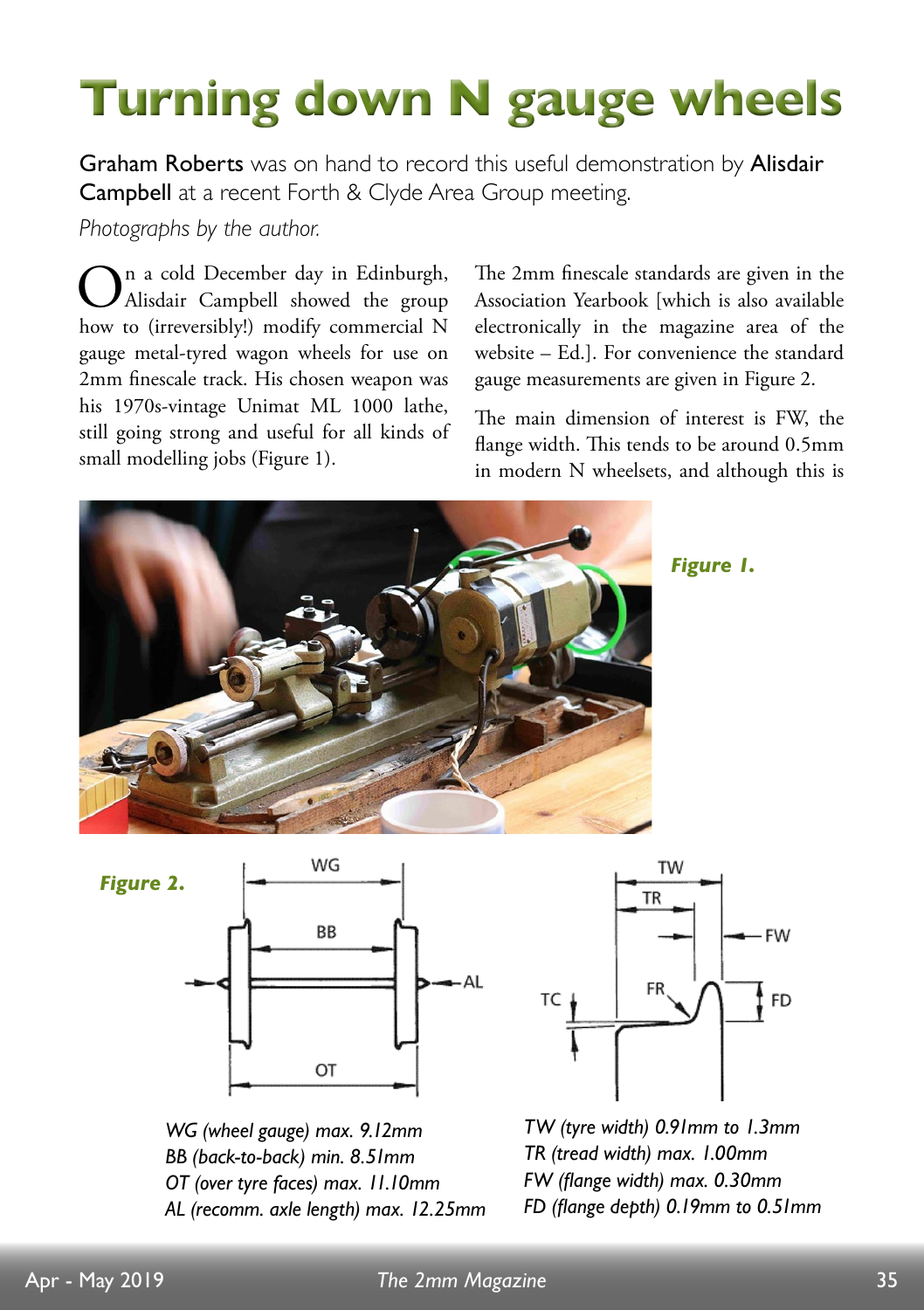# Turning down N gauge wheels

**Graham Roberts** was on hand to record this useful demonstration by **Alisdair Campbell** at a recent Forth & Clyde Area Group meeting.

*Photographs by the author.*

On a cold December day in Edinburgh, Alisdair Campbell showed the group how to (irreversibly!) modify commercial N gauge metal-tyred wagon wheels for use on 2mm finescale track. His chosen weapon was his 1970s-vintage Unimat ML 1000 lathe, still going strong and useful for all kinds of small modelling jobs (Figure 1).

The 2mm finescale standards are given in the Association Yearbook [which is also available electronically in the magazine area of the website – Ed.]. For convenience the standard gauge measurements are given in Figure 2.

The main dimension of interest is FW, the flange width. This tends to be around 0.5mm in modern N wheelsets, and although this is

***Figure 1.***

***Figure 2.***

*WG (wheel gauge) max. 9.12mm*
*BB (back-to-back) min. 8.51mm*
*OT (over tyre faces) max. 11.10mm*
*AL (recomm. axle length) max. 12.25mm*

*TW (tyre width) 0.91mm to 1.3mm*
*TR (tread width) max. 1.00mm*
*FW (flange width) max. 0.30mm*
*FD (flange depth) 0.19mm to 0.51mm*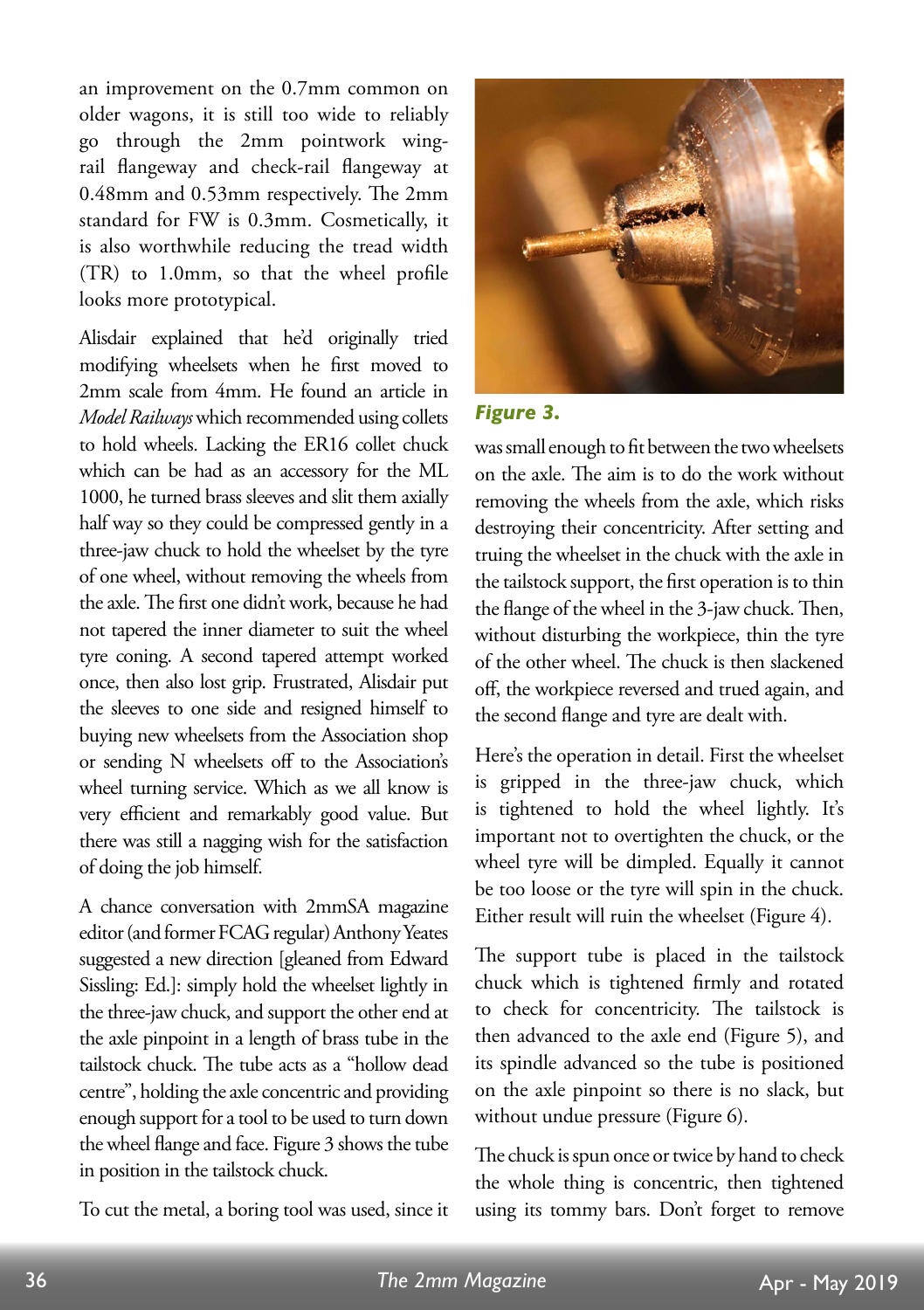an improvement on the 0.7mm common on older wagons, it is still too wide to reliably go through the 2mm pointwork wing-rail flangeway and check-rail flangeway at 0.48mm and 0.53mm respectively. The 2mm standard for FW is 0.3mm. Cosmetically, it is also worthwhile reducing the tread width (TR) to 1.0mm, so that the wheel profile looks more prototypical.

Alisdair explained that he'd originally tried modifying wheelsets when he first moved to 2mm scale from 4mm. He found an article in *Model Railways* which recommended using collets to hold wheels. Lacking the ER16 collet chuck which can be had as an accessory for the ML 1000, he turned brass sleeves and slit them axially half way so they could be compressed gently in a three-jaw chuck to hold the wheelset by the tyre of one wheel, without removing the wheels from the axle. The first one didn't work, because he had not tapered the inner diameter to suit the wheel tyre coning. A second tapered attempt worked once, then also lost grip. Frustrated, Alisdair put the sleeves to one side and resigned himself to buying new wheelsets from the Association shop or sending N wheelsets off to the Association's wheel turning service. Which as we all know is very efficient and remarkably good value. But there was still a nagging wish for the satisfaction of doing the job himself.

A chance conversation with 2mmSA magazine editor (and former FCAG regular) Anthony Yeates suggested a new direction [gleaned from Edward Sissling: Ed.]: simply hold the wheelset lightly in the three-jaw chuck, and support the other end at the axle pinpoint in a length of brass tube in the tailstock chuck. The tube acts as a "hollow dead centre", holding the axle concentric and providing enough support for a tool to be used to turn down the wheel flange and face. Figure 3 shows the tube in position in the tailstock chuck.

To cut the metal, a boring tool was used, since it was small enough to fit between the two wheelsets on the axle. The aim is to do the work without removing the wheels from the axle, which risks destroying their concentricity. After setting and truing the wheelset in the chuck with the axle in the tailstock support, the first operation is to thin the flange of the wheel in the 3-jaw chuck. Then, without disturbing the workpiece, thin the tyre of the other wheel. The chuck is then slackened off, the workpiece reversed and trued again, and the second flange and tyre are dealt with.

*Figure 3.*

Here's the operation in detail. First the wheelset is gripped in the three-jaw chuck, which is tightened to hold the wheel lightly. It's important not to overtighten the chuck, or the wheel tyre will be dimpled. Equally it cannot be too loose or the tyre will spin in the chuck. Either result will ruin the wheelset (Figure 4).

The support tube is placed in the tailstock chuck which is tightened firmly and rotated to check for concentricity. The tailstock is then advanced to the axle end (Figure 5), and its spindle advanced so the tube is positioned on the axle pinpoint so there is no slack, but without undue pressure (Figure 6).

The chuck is spun once or twice by hand to check the whole thing is concentric, then tightened using its tommy bars. Don't forget to remove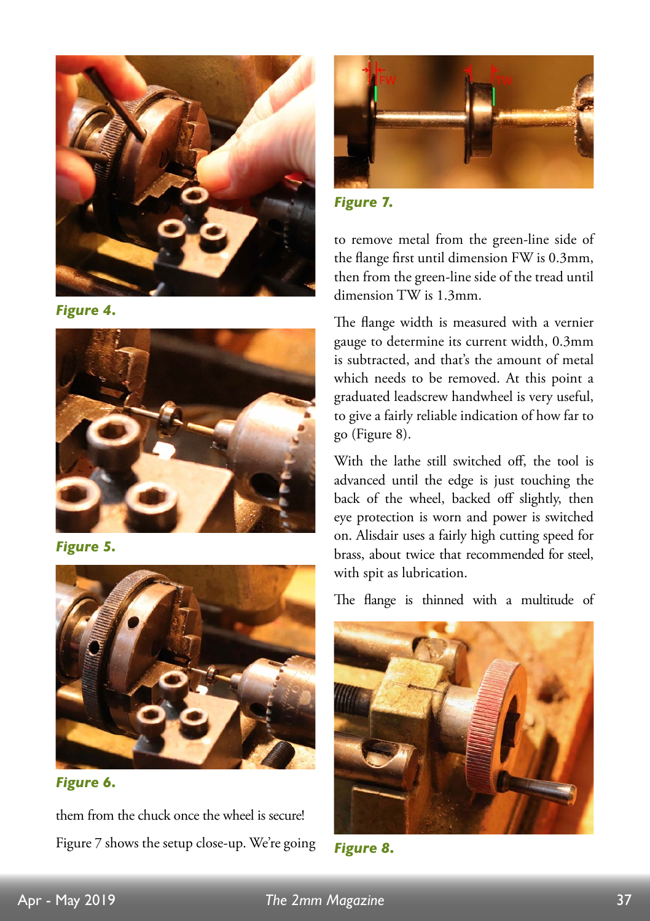Figure 4.

Figure 5.

Figure 6.

them from the chuck once the wheel is secure!

Figure 7 shows the setup close-up. We're going

Figure 7.

to remove metal from the green-line side of the flange first until dimension FW is 0.3mm, then from the green-line side of the tread until dimension TW is 1.3mm.

The flange width is measured with a vernier gauge to determine its current width, 0.3mm is subtracted, and that's the amount of metal which needs to be removed. At this point a graduated leadscrew handwheel is very useful, to give a fairly reliable indication of how far to go (Figure 8).

With the lathe still switched off, the tool is advanced until the edge is just touching the back of the wheel, backed off slightly, then eye protection is worn and power is switched on. Alisdair uses a fairly high cutting speed for brass, about twice that recommended for steel, with spit as lubrication.

The flange is thinned with a multitude of

Figure 8.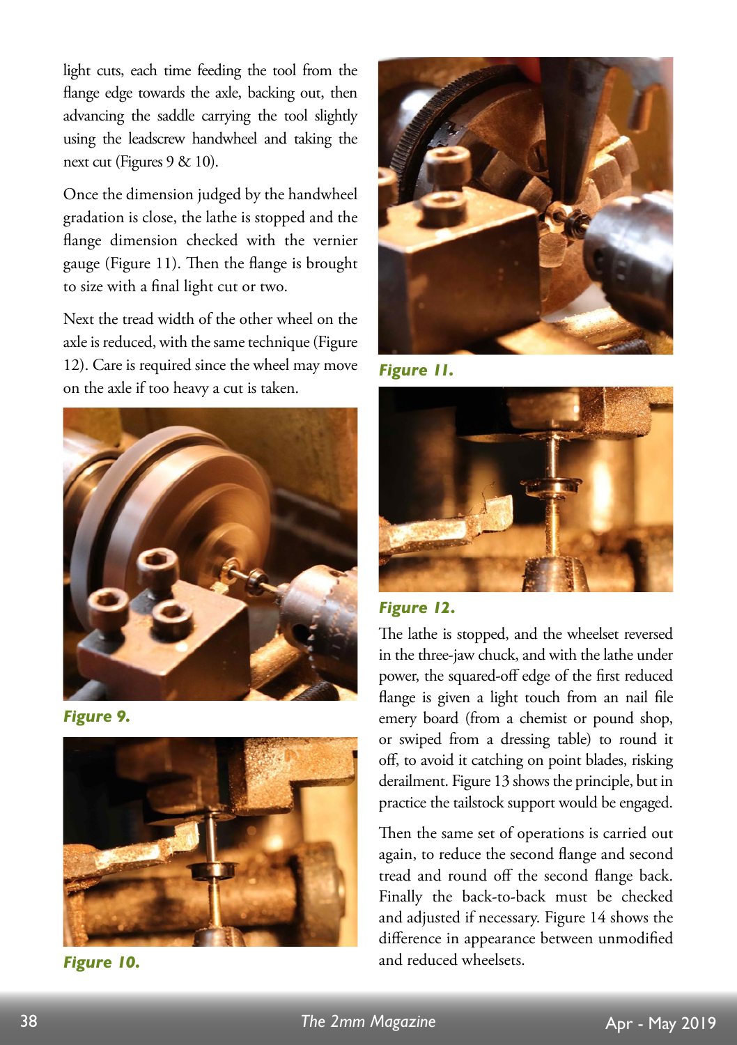light cuts, each time feeding the tool from the flange edge towards the axle, backing out, then advancing the saddle carrying the tool slightly using the leadscrew handwheel and taking the next cut (Figures 9 & 10).

Once the dimension judged by the handwheel gradation is close, the lathe is stopped and the flange dimension checked with the vernier gauge (Figure 11). Then the flange is brought to size with a final light cut or two.

Next the tread width of the other wheel on the axle is reduced, with the same technique (Figure 12). Care is required since the wheel may move on the axle if too heavy a cut is taken.

***Figure 9.***

***Figure 10.***

***Figure 11.***

***Figure 12.***

The lathe is stopped, and the wheelset reversed in the three-jaw chuck, and with the lathe under power, the squared-off edge of the first reduced flange is given a light touch from an nail file emery board (from a chemist or pound shop, or swiped from a dressing table) to round it off, to avoid it catching on point blades, risking derailment. Figure 13 shows the principle, but in practice the tailstock support would be engaged.

Then the same set of operations is carried out again, to reduce the second flange and second tread and round off the second flange back. Finally the back-to-back must be checked and adjusted if necessary. Figure 14 shows the difference in appearance between unmodified and reduced wheelsets.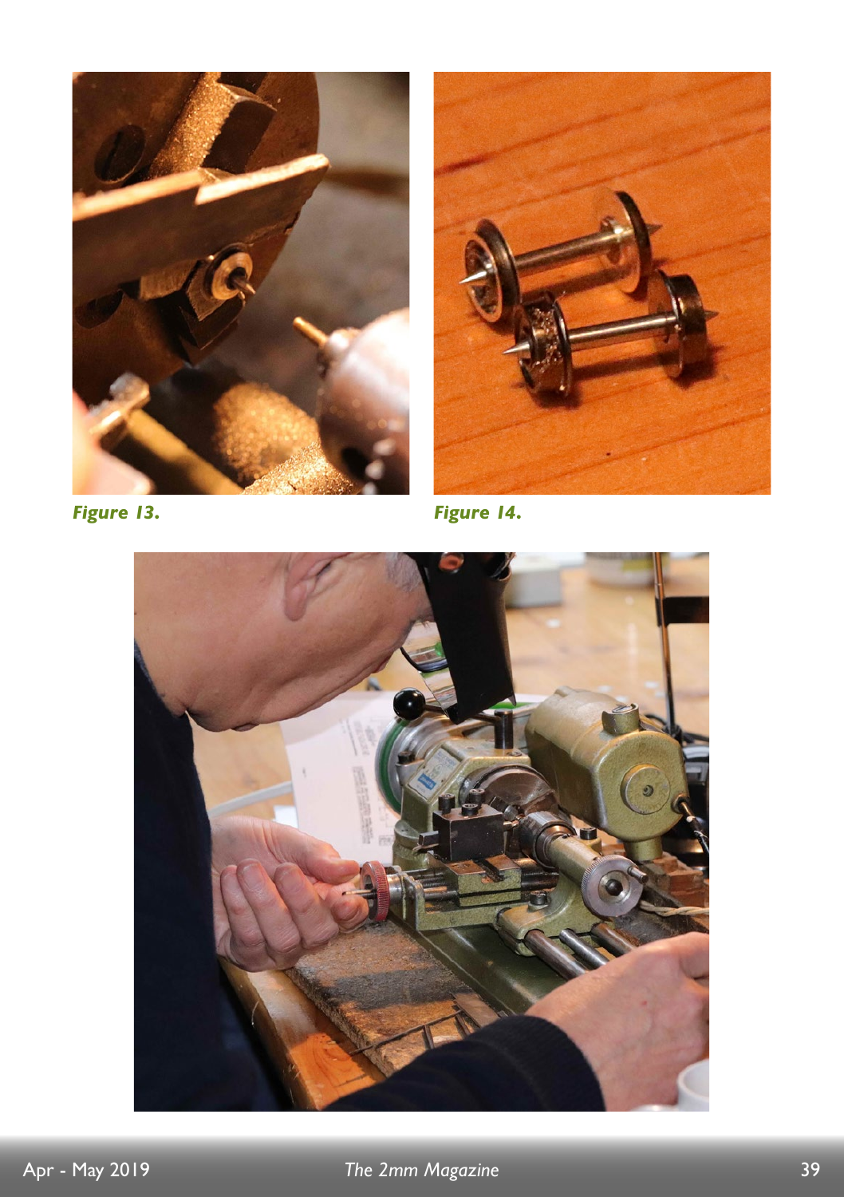*Figure 13.*

*Figure 14.*